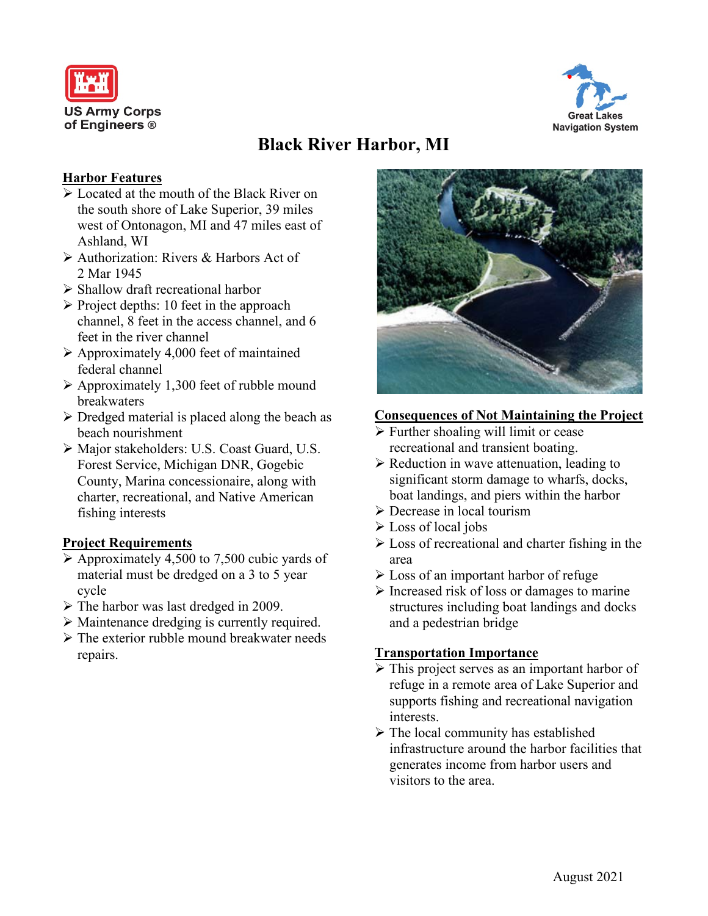US Army Corps of Engineers ®

Great Lakes Navigation System

# Black River Harbor, MI

## Harbor Features

- Located at the mouth of the Black River on the south shore of Lake Superior, 39 miles west of Ontonagon, MI and 47 miles east of Ashland, WI
- Authorization: Rivers & Harbors Act of 2 Mar 1945
- Shallow draft recreational harbor
- Project depths: 10 feet in the approach channel, 8 feet in the access channel, and 6 feet in the river channel
- Approximately 4,000 feet of maintained federal channel
- Approximately 1,300 feet of rubble mound breakwaters
- Dredged material is placed along the beach as beach nourishment
- Major stakeholders: U.S. Coast Guard, U.S. Forest Service, Michigan DNR, Gogebic County, Marina concessionaire, along with charter, recreational, and Native American fishing interests

## Project Requirements

- Approximately 4,500 to 7,500 cubic yards of material must be dredged on a 3 to 5 year cycle
- The harbor was last dredged in 2009.
- Maintenance dredging is currently required.
- The exterior rubble mound breakwater needs repairs.

## Consequences of Not Maintaining the Project

- Further shoaling will limit or cease recreational and transient boating.
- Reduction in wave attenuation, leading to significant storm damage to wharfs, docks, boat landings, and piers within the harbor
- Decrease in local tourism
- Loss of local jobs
- Loss of recreational and charter fishing in the area
- Loss of an important harbor of refuge
- Increased risk of loss or damages to marine structures including boat landings and docks and a pedestrian bridge

## Transportation Importance

- This project serves as an important harbor of refuge in a remote area of Lake Superior and supports fishing and recreational navigation interests.
- The local community has established infrastructure around the harbor facilities that generates income from harbor users and visitors to the area.

August 2021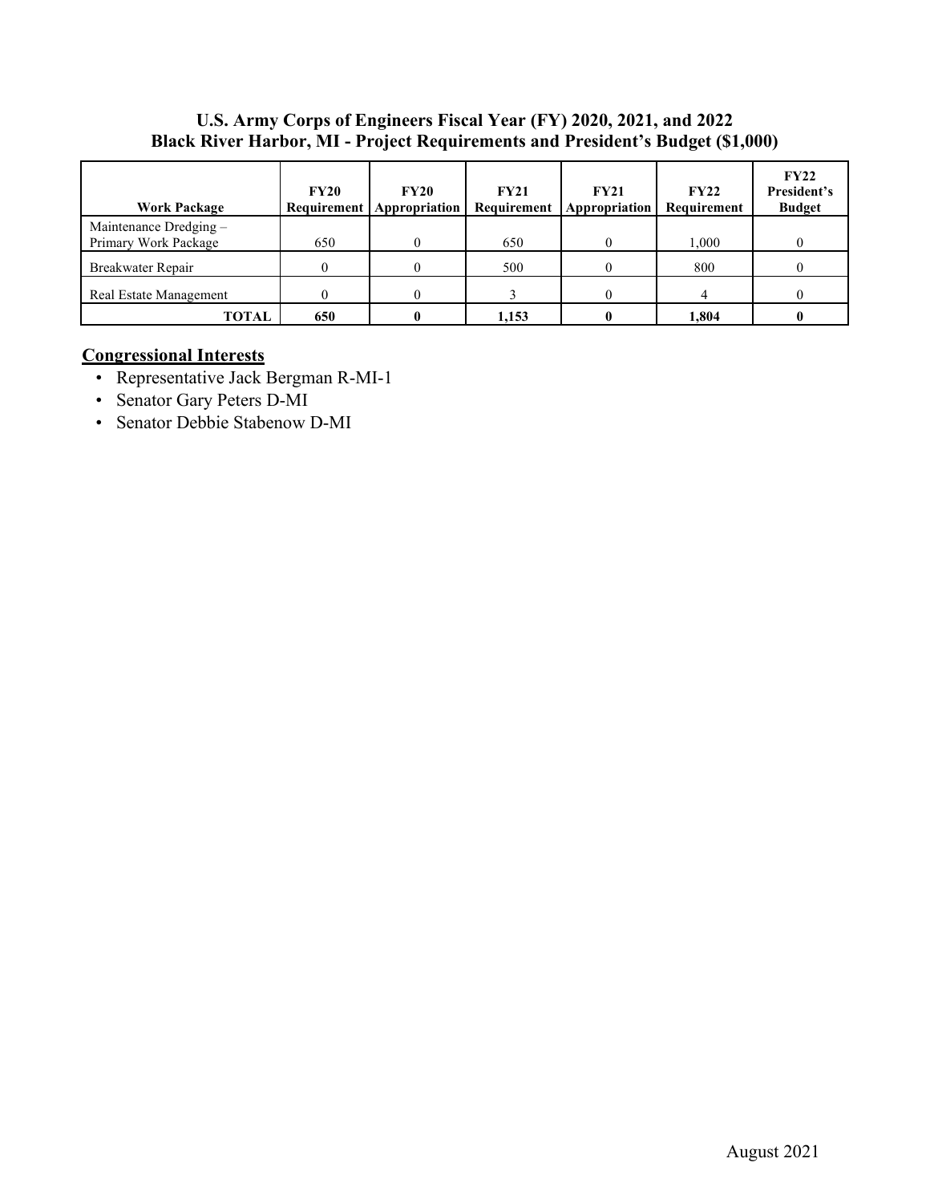## U.S. Army Corps of Engineers Fiscal Year (FY) 2020, 2021, and 2022
## Black River Harbor, MI - Project Requirements and President's Budget ($1,000)

| Work Package | FY20 Requirement | FY20 Appropriation | FY21 Requirement | FY21 Appropriation | FY22 Requirement | FY22 President's Budget |
|---|---|---|---|---|---|---|
| Maintenance Dredging – Primary Work Package | 650 | 0 | 650 | 0 | 1,000 | 0 |
| Breakwater Repair | 0 | 0 | 500 | 0 | 800 | 0 |
| Real Estate Management | 0 | 0 | 3 | 0 | 4 | 0 |
| **TOTAL** | **650** | **0** | **1,153** | **0** | **1,804** | **0** |

**Congressional Interests**

- Representative Jack Bergman R-MI-1
- Senator Gary Peters D-MI
- Senator Debbie Stabenow D-MI

August 2021